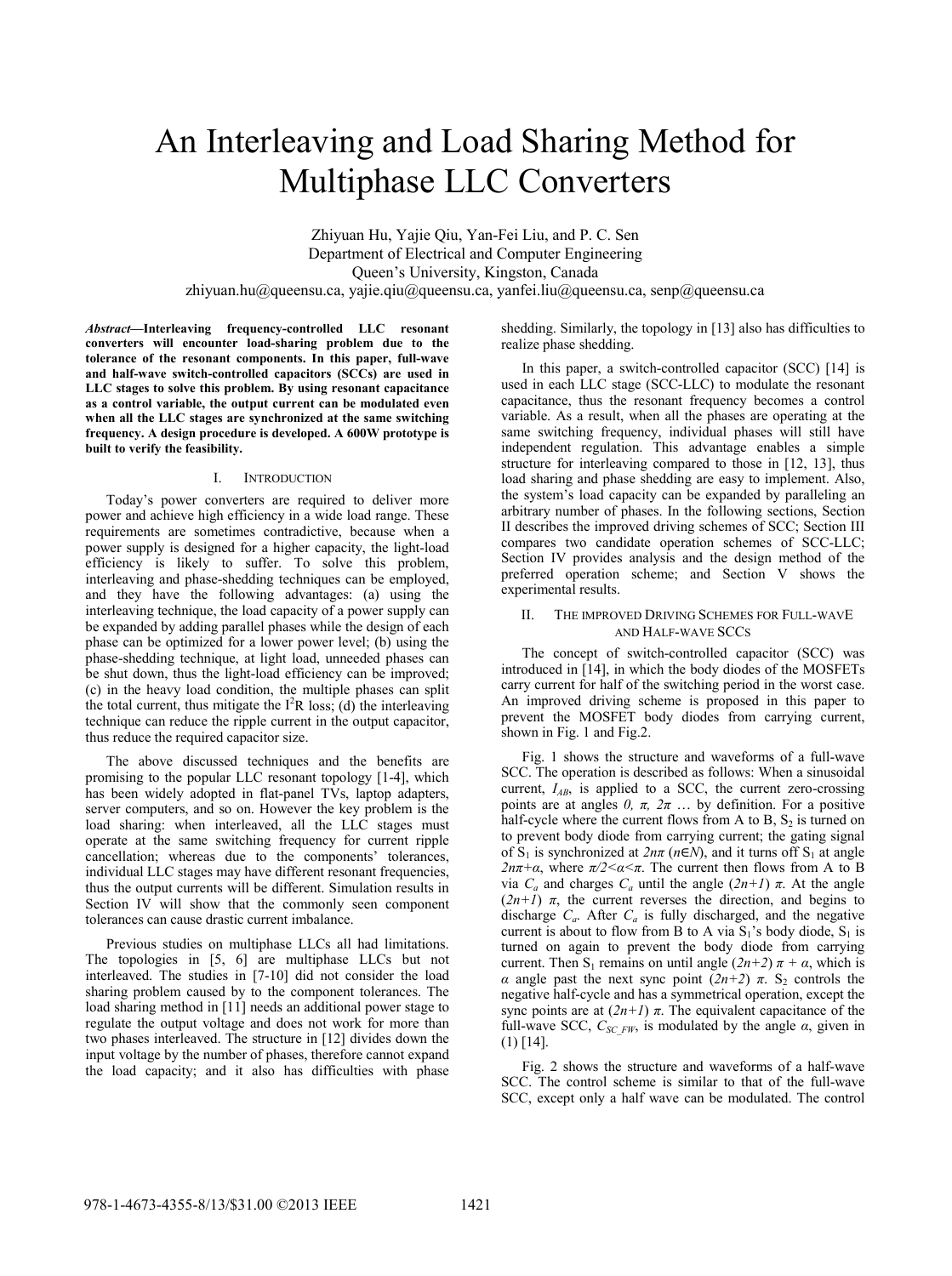# An Interleaving and Load Sharing Method for Multiphase LLC Converters

Zhiyuan Hu, Yajie Qiu, Yan-Fei Liu, and P. C. Sen
Department of Electrical and Computer Engineering
Queen's University, Kingston, Canada
zhiyuan.hu@queensu.ca, yajie.qiu@queensu.ca, yanfei.liu@queensu.ca, senp@queensu.ca

***Abstract*—Interleaving frequency-controlled LLC resonant converters will encounter load-sharing problem due to the tolerance of the resonant components. In this paper, full-wave and half-wave switch-controlled capacitors (SCCs) are used in LLC stages to solve this problem. By using resonant capacitance as a control variable, the output current can be modulated even when all the LLC stages are synchronized at the same switching frequency. A design procedure is developed. A 600W prototype is built to verify the feasibility.**

## I. INTRODUCTION

Today's power converters are required to deliver more power and achieve high efficiency in a wide load range. These requirements are sometimes contradictive, because when a power supply is designed for a higher capacity, the light-load efficiency is likely to suffer. To solve this problem, interleaving and phase-shedding techniques can be employed, and they have the following advantages: (a) using the interleaving technique, the load capacity of a power supply can be expanded by adding parallel phases while the design of each phase can be optimized for a lower power level; (b) using the phase-shedding technique, at light load, unneeded phases can be shut down, thus the light-load efficiency can be improved; (c) in the heavy load condition, the multiple phases can split the total current, thus mitigate the $I^2R$ loss; (d) the interleaving technique can reduce the ripple current in the output capacitor, thus reduce the required capacitor size.

The above discussed techniques and the benefits are promising to the popular LLC resonant topology [1-4], which has been widely adopted in flat-panel TVs, laptop adapters, server computers, and so on. However the key problem is the load sharing: when interleaved, all the LLC stages must operate at the same switching frequency for current ripple cancellation; whereas due to the components' tolerances, individual LLC stages may have different resonant frequencies, thus the output currents will be different. Simulation results in Section IV will show that the commonly seen component tolerances can cause drastic current imbalance.

Previous studies on multiphase LLCs all had limitations. The topologies in [5, 6] are multiphase LLCs but not interleaved. The studies in [7-10] did not consider the load sharing problem caused by to the component tolerances. The load sharing method in [11] needs an additional power stage to regulate the output voltage and does not work for more than two phases interleaved. The structure in [12] divides down the input voltage by the number of phases, therefore cannot expand the load capacity; and it also has difficulties with phase shedding. Similarly, the topology in [13] also has difficulties to realize phase shedding.

In this paper, a switch-controlled capacitor (SCC) [14] is used in each LLC stage (SCC-LLC) to modulate the resonant capacitance, thus the resonant frequency becomes a control variable. As a result, when all the phases are operating at the same switching frequency, individual phases will still have independent regulation. This advantage enables a simple structure for interleaving compared to those in [12, 13], thus load sharing and phase shedding are easy to implement. Also, the system's load capacity can be expanded by paralleling an arbitrary number of phases. In the following sections, Section II describes the improved driving schemes of SCC; Section III compares two candidate operation schemes of SCC-LLC; Section IV provides analysis and the design method of the preferred operation scheme; and Section V shows the experimental results.

## II. THE IMPROVED DRIVING SCHEMES FOR FULL-WAVE AND HALF-WAVE SCCS

The concept of switch-controlled capacitor (SCC) was introduced in [14], in which the body diodes of the MOSFETs carry current for half of the switching period in the worst case. An improved driving scheme is proposed in this paper to prevent the MOSFET body diodes from carrying current, shown in Fig. 1 and Fig.2.

Fig. 1 shows the structure and waveforms of a full-wave SCC. The operation is described as follows: When a sinusoidal current, $I_{AB}$, is applied to a SCC, the current zero-crossing points are at angles $0, \pi, 2\pi$ … by definition. For a positive half-cycle where the current flows from A to B, $S_2$ is turned on to prevent body diode from carrying current; the gating signal of $S_1$ is synchronized at $2n\pi$ ($n \in N$), and it turns off $S_1$ at angle $2n\pi+\alpha$, where $\pi/2<\alpha<\pi$. The current then flows from A to B via $C_a$ and charges $C_a$ until the angle $(2n+1)\pi$. At the angle $(2n+1)\pi$, the current reverses the direction, and begins to discharge $C_a$. After $C_a$ is fully discharged, and the negative current is about to flow from B to A via $S_1$'s body diode, $S_1$ is turned on again to prevent the body diode from carrying current. Then $S_1$ remains on until angle $(2n+2)\pi + \alpha$, which is $\alpha$ angle past the next sync point $(2n+2)\pi$. $S_2$ controls the negative half-cycle and has a symmetrical operation, except the sync points are at $(2n+1)\pi$. The equivalent capacitance of the full-wave SCC, $C_{SC\_FW}$, is modulated by the angle $\alpha$, given in (1) [14].

Fig. 2 shows the structure and waveforms of a half-wave SCC. The control scheme is similar to that of the full-wave SCC, except only a half wave can be modulated. The control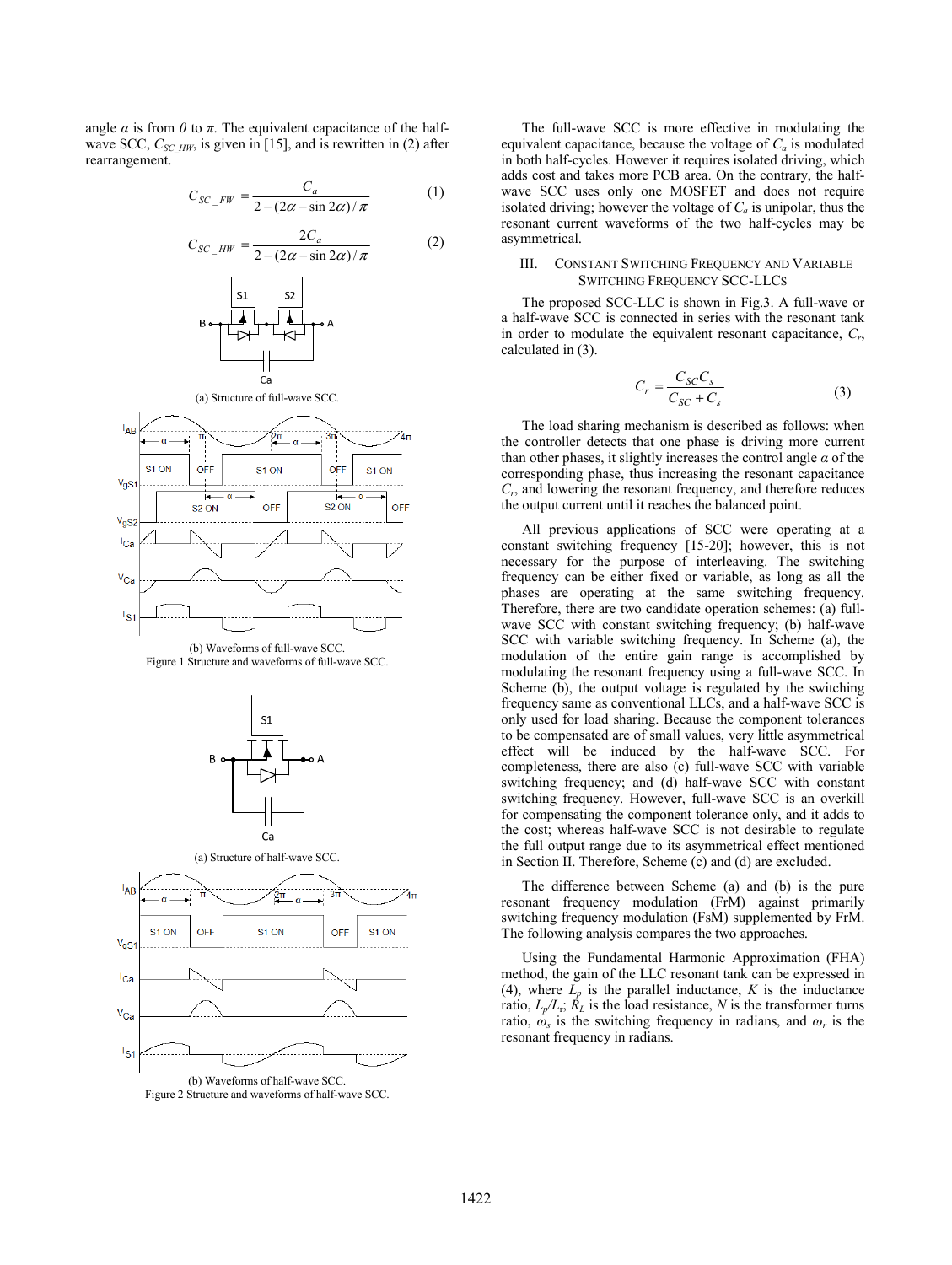angle $\alpha$ is from $0$ to $\pi$. The equivalent capacitance of the half-wave SCC, $C_{SC\_HW}$, is given in [15], and is rewritten in (2) after rearrangement.

$$C_{SC\_FW} = \frac{C_a}{2-(2\alpha - \sin 2\alpha)/\pi} \tag{1}$$

$$C_{SC\_HW} = \frac{2C_a}{2-(2\alpha - \sin 2\alpha)/\pi} \tag{2}$$

(a) Structure of full-wave SCC.

(b) Waveforms of full-wave SCC.

Figure 1 Structure and waveforms of full-wave SCC.

(a) Structure of half-wave SCC.

(b) Waveforms of half-wave SCC.

Figure 2 Structure and waveforms of half-wave SCC.

The full-wave SCC is more effective in modulating the equivalent capacitance, because the voltage of $C_a$ is modulated in both half-cycles. However it requires isolated driving, which adds cost and takes more PCB area. On the contrary, the half-wave SCC uses only one MOSFET and does not require isolated driving; however the voltage of $C_a$ is unipolar, thus the resonant current waveforms of the two half-cycles may be asymmetrical.

## III. Constant Switching Frequency and Variable Switching Frequency SCC-LLCs

The proposed SCC-LLC is shown in Fig.3. A full-wave or a half-wave SCC is connected in series with the resonant tank in order to modulate the equivalent resonant capacitance, $C_r$, calculated in (3).

$$C_r = \frac{C_{SC}C_s}{C_{SC}+C_s} \tag{3}$$

The load sharing mechanism is described as follows: when the controller detects that one phase is driving more current than other phases, it slightly increases the control angle $\alpha$ of the corresponding phase, thus increasing the resonant capacitance $C_r$, and lowering the resonant frequency, and therefore reduces the output current until it reaches the balanced point.

All previous applications of SCC were operating at a constant switching frequency [15-20]; however, this is not necessary for the purpose of interleaving. The switching frequency can be either fixed or variable, as long as all the phases are operating at the same switching frequency. Therefore, there are two candidate operation schemes: (a) full-wave SCC with constant switching frequency; (b) half-wave SCC with variable switching frequency. In Scheme (a), the modulation of the entire gain range is accomplished by modulating the resonant frequency using a full-wave SCC. In Scheme (b), the output voltage is regulated by the switching frequency same as conventional LLCs, and a half-wave SCC is only used for load sharing. Because the component tolerances to be compensated are of small values, very little asymmetrical effect will be induced by the half-wave SCC. For completeness, there are also (c) full-wave SCC with variable switching frequency; and (d) half-wave SCC with constant switching frequency. However, full-wave SCC is an overkill for compensating the component tolerance only, and it adds to the cost; whereas half-wave SCC is not desirable to regulate the full output range due to its asymmetrical effect mentioned in Section II. Therefore, Scheme (c) and (d) are excluded.

The difference between Scheme (a) and (b) is the pure resonant frequency modulation (FrM) against primarily switching frequency modulation (FsM) supplemented by FrM. The following analysis compares the two approaches.

Using the Fundamental Harmonic Approximation (FHA) method, the gain of the LLC resonant tank can be expressed in (4), where $L_p$ is the parallel inductance, $K$ is the inductance ratio, $L_p/L_r$; $R_L$ is the load resistance, $N$ is the transformer turns ratio, $\omega_s$ is the switching frequency in radians, and $\omega_r$ is the resonant frequency in radians.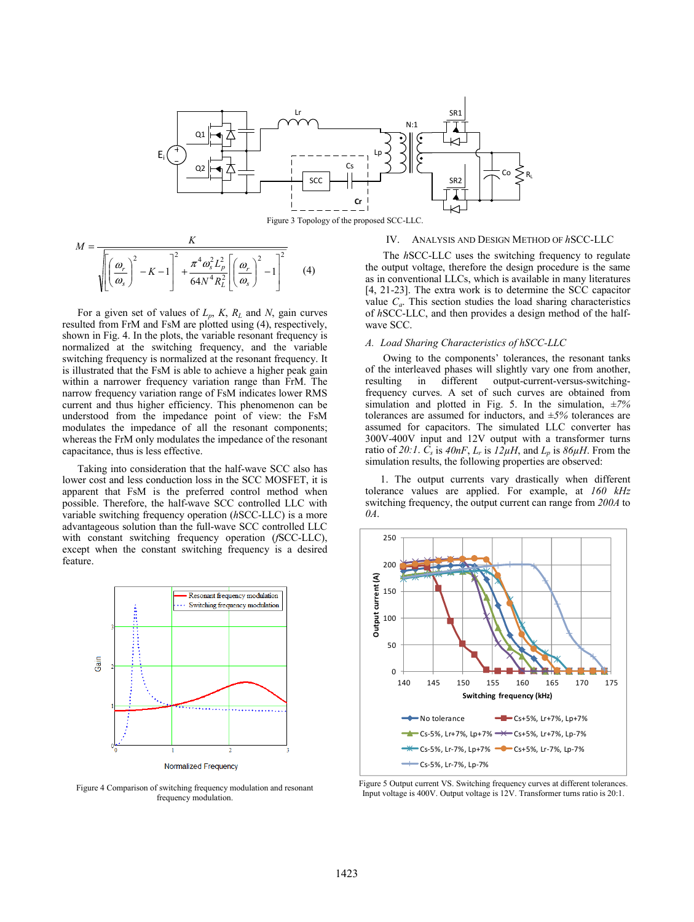Figure 3 Topology of the proposed SCC-LLC.

$$M = \frac{K}{\sqrt{\left[\left(\frac{\omega_r}{\omega_s}\right)^2 - K - 1\right]^2 + \frac{\pi^4 \omega_s^2 L_p^2}{64 N^4 R_L^2}\left[\left(\frac{\omega_r}{\omega_s}\right)^2 - 1\right]^2}} \tag{4}$$

For a given set of values of $L_p$, $K$, $R_L$ and $N$, gain curves resulted from FrM and FsM are plotted using (4), respectively, shown in Fig. 4. In the plots, the variable resonant frequency is normalized at the switching frequency, and the variable switching frequency is normalized at the resonant frequency. It is illustrated that the FsM is able to achieve a higher peak gain within a narrower frequency variation range than FrM. The narrow frequency variation range of FsM indicates lower RMS current and thus higher efficiency. This phenomenon can be understood from the impedance point of view: the FsM modulates the impedance of all the resonant components; whereas the FrM only modulates the impedance of the resonant capacitance, thus is less effective.

Taking into consideration that the half-wave SCC also has lower cost and less conduction loss in the SCC MOSFET, it is apparent that FsM is the preferred control method when possible. Therefore, the half-wave SCC controlled LLC with variable switching frequency operation (*h*SCC-LLC) is a more advantageous solution than the full-wave SCC controlled LLC with constant switching frequency operation (*f*SCC-LLC), except when the constant switching frequency is a desired feature.

Figure 4 Comparison of switching frequency modulation and resonant frequency modulation.

## IV. Analysis and Design Method of *h*SCC-LLC

The *h*SCC-LLC uses the switching frequency to regulate the output voltage, therefore the design procedure is the same as in conventional LLCs, which is available in many literatures [4, 21-23]. The extra work is to determine the SCC capacitor value $C_a$. This section studies the load sharing characteristics of *h*SCC-LLC, and then provides a design method of the half-wave SCC.

### A. Load Sharing Characteristics of hSCC-LLC

Owing to the components' tolerances, the resonant tanks of the interleaved phases will slightly vary one from another, resulting in different output-current-versus-switching-frequency curves. A set of such curves are obtained from simulation and plotted in Fig. 5. In the simulation, *±7%* tolerances are assumed for inductors, and *±5%* tolerances are assumed for capacitors. The simulated LLC converter has 300V-400V input and 12V output with a transformer turns ratio of *20:1*. $C_s$ is *40nF*, $L_r$ is *12µH*, and $L_p$ is *86µH*. From the simulation results, the following properties are observed:

1. The output currents vary drastically when different tolerance values are applied. For example, at *160 kHz* switching frequency, the output current can range from *200A* to *0A*.

Figure 5 Output current VS. Switching frequency curves at different tolerances. Input voltage is 400V. Output voltage is 12V. Transformer turns ratio is 20:1.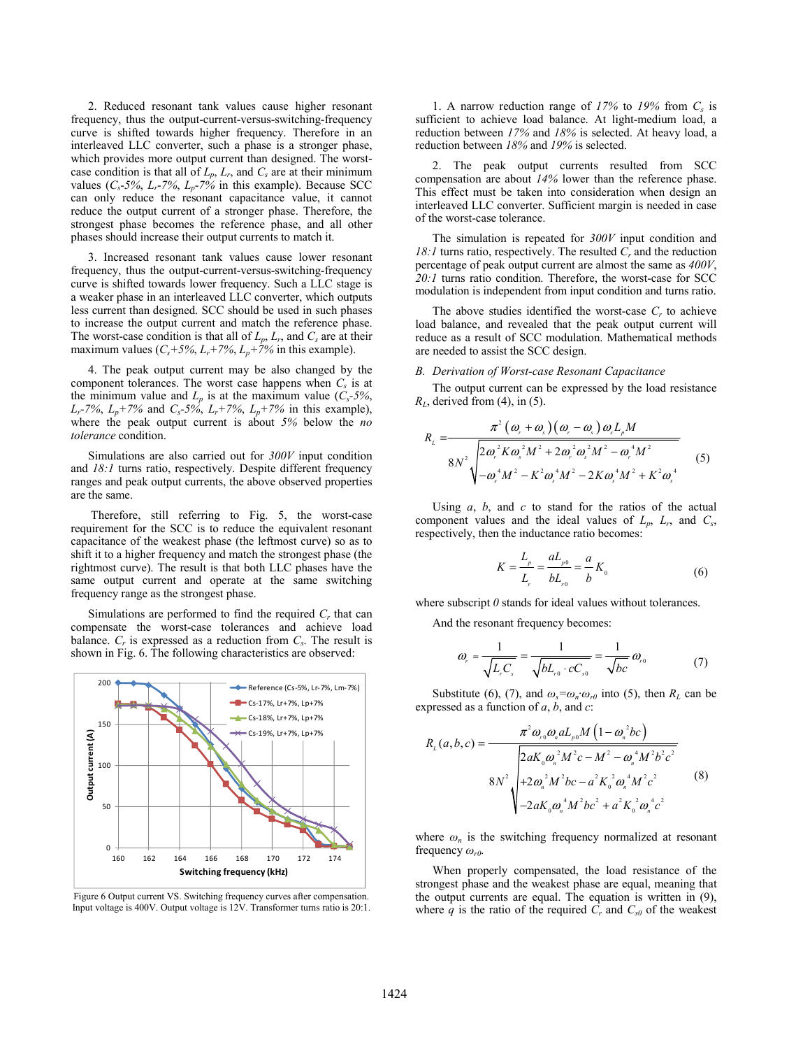2. Reduced resonant tank values cause higher resonant frequency, thus the output-current-versus-switching-frequency curve is shifted towards higher frequency. Therefore in an interleaved LLC converter, such a phase is a stronger phase, which provides more output current than designed. The worst-case condition is that all of $L_p$, $L_r$, and $C_s$ are at their minimum values ($C_s$*-5%*, $L_r$*-7%*, $L_p$*-7%* in this example). Because SCC can only reduce the resonant capacitance value, it cannot reduce the output current of a stronger phase. Therefore, the strongest phase becomes the reference phase, and all other phases should increase their output currents to match it.

3. Increased resonant tank values cause lower resonant frequency, thus the output-current-versus-switching-frequency curve is shifted towards lower frequency. Such a LLC stage is a weaker phase in an interleaved LLC converter, which outputs less current than designed. SCC should be used in such phases to increase the output current and match the reference phase. The worst-case condition is that all of $L_p$, $L_r$, and $C_s$ are at their maximum values ($C_s$*+5%*, $L_r$*+7%*, $L_p$*+7%* in this example).

4. The peak output current may be also changed by the component tolerances. The worst case happens when $C_s$ is at the minimum value and $L_p$ is at the maximum value ($C_s$*-5%*, $L_r$*-7%*, $L_p$*+7%* and $C_s$*-5%*, $L_r$*+7%*, $L_p$*+7%* in this example), where the peak output current is about *5%* below the *no tolerance* condition.

Simulations are also carried out for *300V* input condition and *18:1* turns ratio, respectively. Despite different frequency ranges and peak output currents, the above observed properties are the same.

Therefore, still referring to Fig. 5, the worst-case requirement for the SCC is to reduce the equivalent resonant capacitance of the weakest phase (the leftmost curve) so as to shift it to a higher frequency and match the strongest phase (the rightmost curve). The result is that both LLC phases have the same output current and operate at the same switching frequency range as the strongest phase.

Simulations are performed to find the required $C_r$ that can compensate the worst-case tolerances and achieve load balance. $C_r$ is expressed as a reduction from $C_s$. The result is shown in Fig. 6. The following characteristics are observed:

Figure 6 Output current VS. Switching frequency curves after compensation. Input voltage is 400V. Output voltage is 12V. Transformer turns ratio is 20:1.

1. A narrow reduction range of *17%* to *19%* from $C_s$ is sufficient to achieve load balance. At light-medium load, a reduction between *17%* and *18%* is selected. At heavy load, a reduction between *18%* and *19%* is selected.

2. The peak output currents resulted from SCC compensation are about *14%* lower than the reference phase. This effect must be taken into consideration when design an interleaved LLC converter. Sufficient margin is needed in case of the worst-case tolerance.

The simulation is repeated for *300V* input condition and *18:1* turns ratio, respectively. The resulted $C_r$ and the reduction percentage of peak output current are almost the same as *400V*, *20:1* turns ratio condition. Therefore, the worst-case for SCC modulation is independent from input condition and turns ratio.

The above studies identified the worst-case $C_r$ to achieve load balance, and revealed that the peak output current will reduce as a result of SCC modulation. Mathematical methods are needed to assist the SCC design.

### *B. Derivation of Worst-case Resonant Capacitance*

The output current can be expressed by the load resistance $R_L$, derived from (4), in (5).

$$R_L = \frac{\pi^2 (\omega_r + \omega_s)(\omega_r - \omega_s)\omega_s L_p M}{8N^2 \sqrt{\begin{aligned}&2\omega_r^2 K \omega_s^2 M^2 + 2\omega_r^2 \omega_s^2 M^2 - \omega_r^4 M^2 \\ &-\omega_s^4 M^2 - K^2 \omega_s^4 M^2 - 2K\omega_s^4 M^2 + K^2 \omega_s^4\end{aligned}}} \tag{5}$$

Using $a$, $b$, and $c$ to stand for the ratios of the actual component values and the ideal values of $L_p$, $L_r$, and $C_s$, respectively, then the inductance ratio becomes:

$$K = \frac{L_p}{L_r} = \frac{aL_{p0}}{bL_{r0}} = \frac{a}{b} K_0 \tag{6}$$

where subscript *0* stands for ideal values without tolerances.

And the resonant frequency becomes:

$$\omega_r = \frac{1}{\sqrt{L_r C_s}} = \frac{1}{\sqrt{bL_{r0} \cdot cC_{s0}}} = \frac{1}{\sqrt{bc}} \omega_{r0} \tag{7}$$

Substitute (6), (7), and $\omega_s = \omega_n \cdot \omega_{r0}$ into (5), then $R_L$ can be expressed as a function of $a$, $b$, and $c$:

$$R_L(a,b,c) = \frac{\pi^2 \omega_{r0} \omega_n a L_{p0} M \left(1 - \omega_n^2 bc\right)}{8N^2 \sqrt{\begin{aligned}&2aK_0 \omega_n^2 M^2 c - M^2 - \omega_n^4 M^2 b^2 c^2 \\ &+2\omega_n^2 M^2 bc - a^2 K_0^2 \omega_n^4 M^2 c^2 \\ &-2aK_0 \omega_n^4 M^2 bc^2 + a^2 K_0^2 \omega_n^4 c^2\end{aligned}}} \tag{8}$$

where $\omega_n$ is the switching frequency normalized at resonant frequency $\omega_{r0}$.

When properly compensated, the load resistance of the strongest phase and the weakest phase are equal, meaning that the output currents are equal. The equation is written in (9), where $q$ is the ratio of the required $C_r$ and $C_{s0}$ of the weakest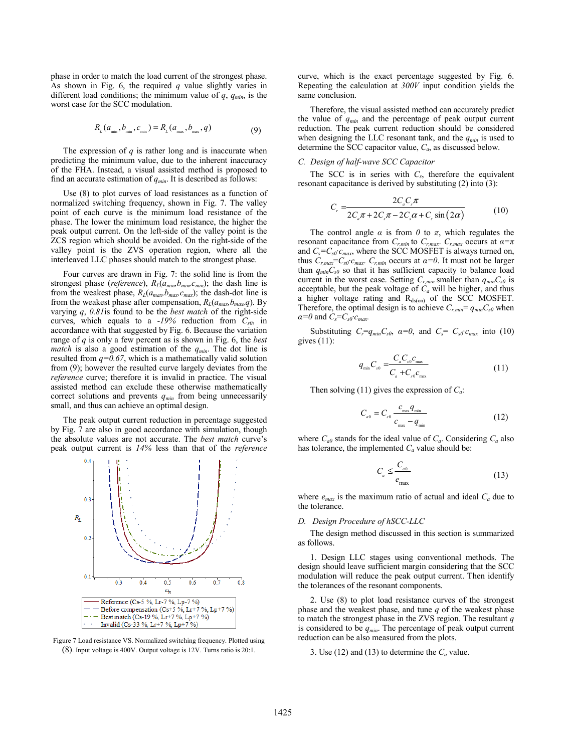phase in order to match the load current of the strongest phase. As shown in Fig. 6, the required $q$ value slightly varies in different load conditions; the minimum value of $q$, $q_{min}$, is the worst case for the SCC modulation.

$$R_L(a_{min}, b_{min}, c_{min}) = R_L(a_{max}, b_{max}, q) \tag{9}$$

The expression of $q$ is rather long and is inaccurate when predicting the minimum value, due to the inherent inaccuracy of the FHA. Instead, a visual assisted method is proposed to find an accurate estimation of $q_{min}$. It is described as follows:

Use (8) to plot curves of load resistances as a function of normalized switching frequency, shown in Fig. 7. The valley point of each curve is the minimum load resistance of the phase. The lower the minimum load resistance, the higher the peak output current. On the left-side of the valley point is the ZCS region which should be avoided. On the right-side of the valley point is the ZVS operation region, where all the interleaved LLC phases should match to the strongest phase.

Four curves are drawn in Fig. 7: the solid line is from the strongest phase (*reference*), $R_L(a_{min},b_{min},c_{min})$; the dash line is from the weakest phase, $R_L(a_{max},b_{max},c_{max})$; the dash-dot line is from the weakest phase after compensation, $R_L(a_{max},b_{max},q)$. By varying $q$, *0.81* is found to be the *best match* of the right-side curves, which equals to a *-19%* reduction from $C_{s0}$, in accordance with that suggested by Fig. 6. Because the variation range of $q$ is only a few percent as is shown in Fig. 6, the *best match* is also a good estimation of the $q_{min}$. The dot line is resulted from $q=0.67$, which is a mathematically valid solution from (9); however the resulted curve largely deviates from the *reference* curve; therefore it is invalid in practice. The visual assisted method can exclude these otherwise mathematically correct solutions and prevents $q_{min}$ from being unnecessarily small, and thus can achieve an optimal design.

The peak output current reduction in percentage suggested by Fig. 7 are also in good accordance with simulation, though the absolute values are not accurate. The *best match* curve's peak output current is *14%* less than that of the *reference*

Figure 7 Load resistance VS. Normalized switching frequency. Plotted using (8). Input voltage is 400V. Output voltage is 12V. Turns ratio is 20:1.

curve, which is the exact percentage suggested by Fig. 6. Repeating the calculation at *300V* input condition yields the same conclusion.

Therefore, the visual assisted method can accurately predict the value of $q_{min}$ and the percentage of peak output current reduction. The peak current reduction should be considered when designing the LLC resonant tank, and the $q_{min}$ is used to determine the SCC capacitor value, $C_a$, as discussed below.

### C. Design of half-wave SCC Capacitor

The SCC is in series with $C_s$, therefore the equivalent resonant capacitance is derived by substituting (2) into (3):

$$C_r = \frac{2C_aC_s\pi}{2C_a\pi + 2C_s\pi - 2C_s\alpha + C_s\sin(2\alpha)} \tag{10}$$

The control angle $\alpha$ is from *0* to $\pi$, which regulates the resonant capacitance from $C_{r,min}$ to $C_{r,max}$. $C_{r,max}$ occurs at $\alpha=\pi$ and $C_s=C_{s0}\cdot c_{max}$, where the SCC MOSFET is always turned on, thus $C_{r,max}=C_{s0}\cdot c_{max}$. $C_{r,min}$ occurs at $\alpha=0$. It must not be larger than $q_{min}C_{s0}$ so that it has sufficient capacity to balance load current in the worst case. Setting $C_{r,min}$ smaller than $q_{min}C_{s0}$ is acceptable, but the peak voltage of $C_a$ will be higher, and thus a higher voltage rating and $R_{ds(on)}$ of the SCC MOSFET. Therefore, the optimal design is to achieve $C_{r,min}= q_{min}C_{s0}$ when $\alpha=0$ and $C_s=C_{s0}\cdot c_{max}$.

Substituting $C_r=q_{min}C_{s0}$, $\alpha=0$, and $C_s= C_{s0}\cdot c_{max}$ into (10) gives (11):

$$q_{min}C_{s0} = \frac{C_aC_{s0}c_{max}}{C_a + C_{s0}c_{max}} \tag{11}$$

Then solving (11) gives the expression of $C_a$:

$$C_{a0} = C_{s0}\frac{c_{max}q_{min}}{c_{max} - q_{min}} \tag{12}$$

where $C_{a0}$ stands for the ideal value of $C_a$. Considering $C_a$ also has tolerance, the implemented $C_a$ value should be:

$$C_a \le \frac{C_{a0}}{e_{max}} \tag{13}$$

where $e_{max}$ is the maximum ratio of actual and ideal $C_a$ due to the tolerance.

### D. Design Procedure of hSCC-LLC

The design method discussed in this section is summarized as follows.

1. Design LLC stages using conventional methods. The design should leave sufficient margin considering that the SCC modulation will reduce the peak output current. Then identify the tolerances of the resonant components.

2. Use (8) to plot load resistance curves of the strongest phase and the weakest phase, and tune $q$ of the weakest phase to match the strongest phase in the ZVS region. The resultant $q$ is considered to be $q_{min}$. The percentage of peak output current reduction can be also measured from the plots.

3. Use (12) and (13) to determine the $C_a$ value.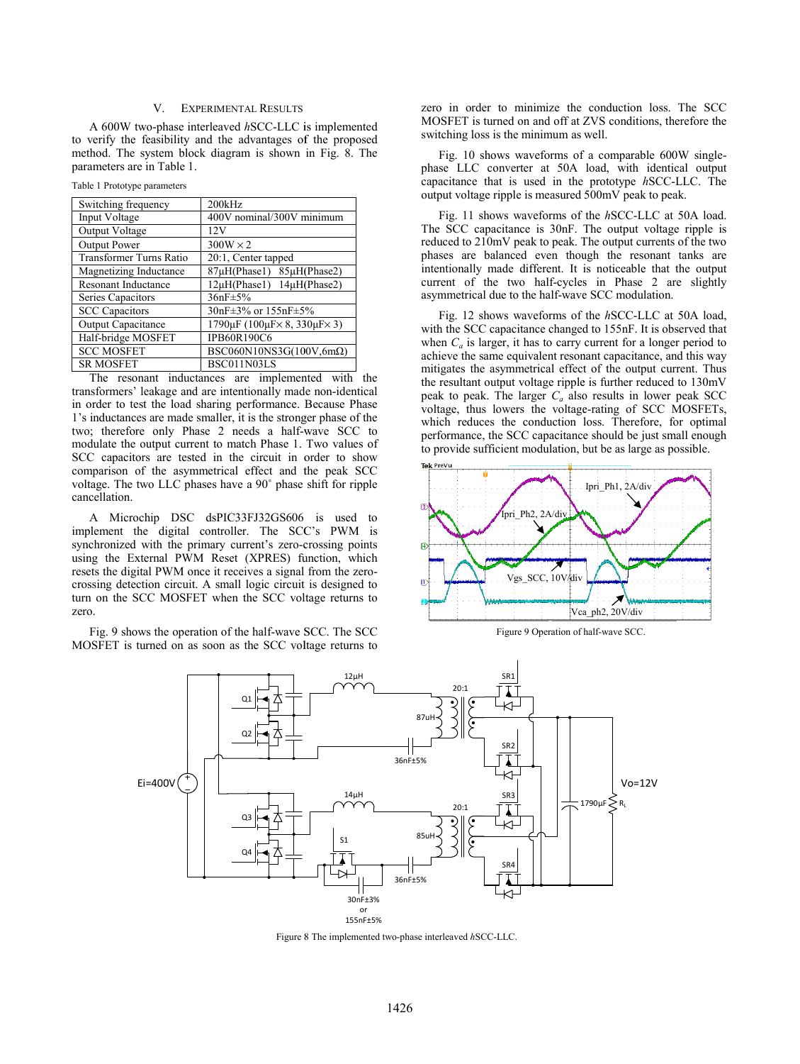## V. Experimental Results

A 600W two-phase interleaved *h*SCC-LLC is implemented to verify the feasibility and the advantages of the proposed method. The system block diagram is shown in Fig. 8. The parameters are in Table 1.

Table 1 Prototype parameters

| | |
|---|---|
| Switching frequency | 200kHz |
| Input Voltage | 400V nominal/300V minimum |
| Output Voltage | 12V |
| Output Power | 300W × 2 |
| Transformer Turns Ratio | 20:1, Center tapped |
| Magnetizing Inductance | 87μH(Phase1) 85μH(Phase2) |
| Resonant Inductance | 12μH(Phase1) 14μH(Phase2) |
| Series Capacitors | 36nF±5% |
| SCC Capacitors | 30nF±3% or 155nF±5% |
| Output Capacitance | 1790μF (100μF× 8, 330μF× 3) |
| Half-bridge MOSFET | IPB60R190C6 |
| SCC MOSFET | BSC060N10NS3G(100V,6mΩ) |
| SR MOSFET | BSC011N03LS |

The resonant inductances are implemented with the transformers' leakage and are intentionally made non-identical in order to test the load sharing performance. Because Phase 1's inductances are made smaller, it is the stronger phase of the two; therefore only Phase 2 needs a half-wave SCC to modulate the output current to match Phase 1. Two values of SCC capacitors are tested in the circuit in order to show comparison of the asymmetrical effect and the peak SCC voltage. The two LLC phases have a 90˚ phase shift for ripple cancellation.

A Microchip DSC dsPIC33FJ32GS606 is used to implement the digital controller. The SCC's PWM is synchronized with the primary current's zero-crossing points using the External PWM Reset (XPRES) function, which resets the digital PWM once it receives a signal from the zero-crossing detection circuit. A small logic circuit is designed to turn on the SCC MOSFET when the SCC voltage returns to zero.

Fig. 9 shows the operation of the half-wave SCC. The SCC MOSFET is turned on as soon as the SCC voltage returns to zero in order to minimize the conduction loss. The SCC MOSFET is turned on and off at ZVS conditions, therefore the switching loss is the minimum as well.

Fig. 10 shows waveforms of a comparable 600W single-phase LLC converter at 50A load, with identical output capacitance that is used in the prototype *h*SCC-LLC. The output voltage ripple is measured 500mV peak to peak.

Fig. 11 shows waveforms of the *h*SCC-LLC at 50A load. The SCC capacitance is 30nF. The output voltage ripple is reduced to 210mV peak to peak. The output currents of the two phases are balanced even though the resonant tanks are intentionally made different. It is noticeable that the output current of the two half-cycles in Phase 2 are slightly asymmetrical due to the half-wave SCC modulation.

Fig. 12 shows waveforms of the *h*SCC-LLC at 50A load, with the SCC capacitance changed to 155nF. It is observed that when $C_a$ is larger, it has to carry current for a longer period to achieve the same equivalent resonant capacitance, and this way mitigates the asymmetrical effect of the output current. Thus the resultant output voltage ripple is further reduced to 130mV peak to peak. The larger $C_a$ also results in lower peak SCC voltage, thus lowers the voltage-rating of SCC MOSFETs, which reduces the conduction loss. Therefore, for optimal performance, the SCC capacitance should be just small enough to provide sufficient modulation, but be as large as possible.

Figure 9 Operation of half-wave SCC.

Figure 8 The implemented two-phase interleaved *h*SCC-LLC.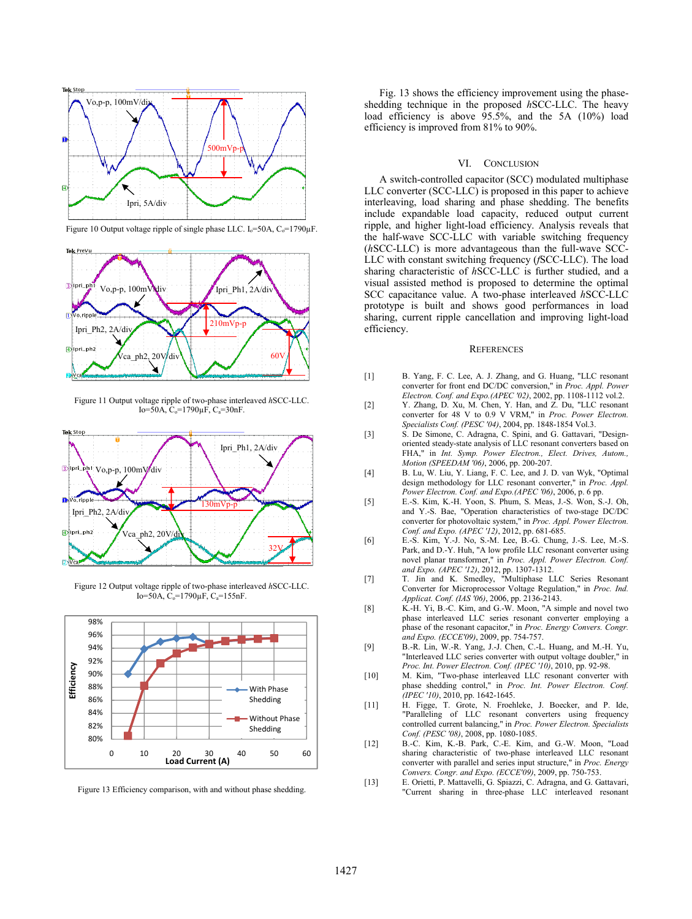Figure 10 Output voltage ripple of single phase LLC. $I_o$=50A, $C_o$=1790μF.

Figure 11 Output voltage ripple of two-phase interleaved *h*SCC-LLC. Io=50A, $C_o$=1790μF, $C_a$=30nF.

Figure 12 Output voltage ripple of two-phase interleaved *h*SCC-LLC. Io=50A, $C_o$=1790μF, $C_a$=155nF.

Figure 13 Efficiency comparison, with and without phase shedding.

Fig. 13 shows the efficiency improvement using the phase-shedding technique in the proposed *h*SCC-LLC. The heavy load efficiency is above 95.5%, and the 5A (10%) load efficiency is improved from 81% to 90%.

## VI. Conclusion

A switch-controlled capacitor (SCC) modulated multiphase LLC converter (SCC-LLC) is proposed in this paper to achieve interleaving, load sharing and phase shedding. The benefits include expandable load capacity, reduced output current ripple, and higher light-load efficiency. Analysis reveals that the half-wave SCC-LLC with variable switching frequency (*h*SCC-LLC) is more advantageous than the full-wave SCC-LLC with constant switching frequency (*f*SCC-LLC). The load sharing characteristic of *h*SCC-LLC is further studied, and a visual assisted method is proposed to determine the optimal SCC capacitance value. A two-phase interleaved *h*SCC-LLC prototype is built and shows good performances in load sharing, current ripple cancellation and improving light-load efficiency.

## References

[1] B. Yang, F. C. Lee, A. J. Zhang, and G. Huang, "LLC resonant converter for front end DC/DC conversion," in *Proc. Appl. Power Electron. Conf. and Expo.(APEC '02)*, 2002, pp. 1108-1112 vol.2.

[2] Y. Zhang, D. Xu, M. Chen, Y. Han, and Z. Du, "LLC resonant converter for 48 V to 0.9 V VRM," in *Proc. Power Electron. Specialists Conf. (PESC '04)*, 2004, pp. 1848-1854 Vol.3.

[3] S. De Simone, C. Adragna, C. Spini, and G. Gattavari, "Design-oriented steady-state analysis of LLC resonant converters based on FHA," in *Int. Symp. Power Electron., Elect. Drives, Autom., Motion (SPEEDAM '06)*, 2006, pp. 200-207.

[4] B. Lu, W. Liu, Y. Liang, F. C. Lee, and J. D. van Wyk, "Optimal design methodology for LLC resonant converter," in *Proc. Appl. Power Electron. Conf. and Expo.(APEC '06)*, 2006, p. 6 pp.

[5] E.-S. Kim, K.-H. Yoon, S. Phum, S. Meas, J.-S. Won, S.-J. Oh, and Y.-S. Bae, "Operation characteristics of two-stage DC/DC converter for photovoltaic system," in *Proc. Appl. Power Electron. Conf. and Expo. (APEC '12)*, 2012, pp. 681-685.

[6] E.-S. Kim, Y.-J. No, S.-M. Lee, B.-G. Chung, J.-S. Lee, M.-S. Park, and D.-Y. Huh, "A low profile LLC resonant converter using novel planar transformer," in *Proc. Appl. Power Electron. Conf. and Expo. (APEC '12)*, 2012, pp. 1307-1312.

[7] T. Jin and K. Smedley, "Multiphase LLC Series Resonant Converter for Microprocessor Voltage Regulation," in *Proc. Ind. Applicat. Conf. (IAS '06)*, 2006, pp. 2136-2143.

[8] K.-H. Yi, B.-C. Kim, and G.-W. Moon, "A simple and novel two phase interleaved LLC series resonant converter employing a phase of the resonant capacitor," in *Proc. Energy Convers. Congr. and Expo. (ECCE'09)*, 2009, pp. 754-757.

[9] B.-R. Lin, W.-R. Yang, J.-J. Chen, C.-L. Huang, and M.-H. Yu, "Interleaved LLC series converter with output voltage doubler," in *Proc. Int. Power Electron. Conf. (IPEC '10)*, 2010, pp. 92-98.

[10] M. Kim, "Two-phase interleaved LLC resonant converter with phase shedding control," in *Proc. Int. Power Electron. Conf. (IPEC '10)*, 2010, pp. 1642-1645.

[11] H. Figge, T. Grote, N. Froehleke, J. Boecker, and P. Ide, "Paralleling of LLC resonant converters using frequency controlled current balancing," in *Proc. Power Electron. Specialists Conf. (PESC '08)*, 2008, pp. 1080-1085.

[12] B.-C. Kim, K.-B. Park, C.-E. Kim, and G.-W. Moon, "Load sharing characteristic of two-phase interleaved LLC resonant converter with parallel and series input structure," in *Proc. Energy Convers. Congr. and Expo. (ECCE'09)*, 2009, pp. 750-753.

[13] E. Orietti, P. Mattavelli, G. Spiazzi, C. Adragna, and G. Gattavari, "Current sharing in three-phase LLC interleaved resonant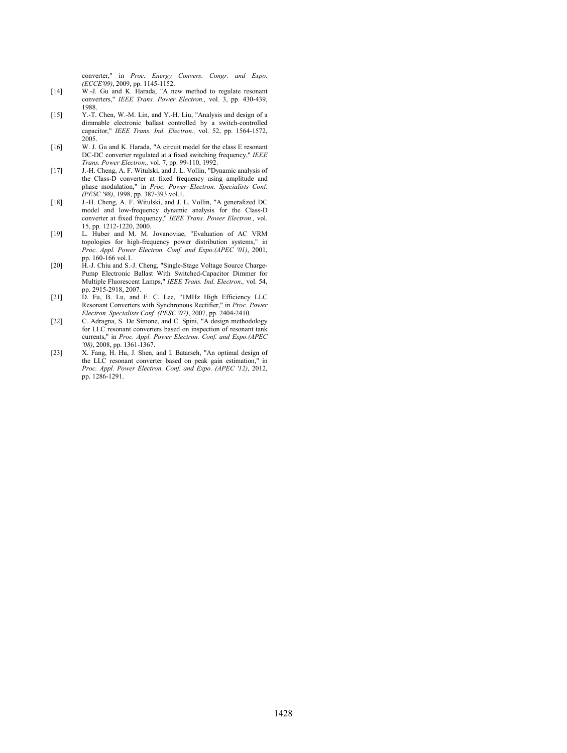converter," in *Proc. Energy Convers. Congr. and Expo. (ECCE'09)*, 2009, pp. 1145-1152.

[14] W.-J. Gu and K. Harada, "A new method to regulate resonant converters," *IEEE Trans. Power Electron.,* vol. 3, pp. 430-439, 1988.

[15] Y.-T. Chen, W.-M. Lin, and Y.-H. Liu, "Analysis and design of a dimmable electronic ballast controlled by a switch-controlled capacitor," *IEEE Trans. Ind. Electron.,* vol. 52, pp. 1564-1572, 2005.

[16] W. J. Gu and K. Harada, "A circuit model for the class E resonant DC-DC converter regulated at a fixed switching frequency," *IEEE Trans. Power Electron.,* vol. 7, pp. 99-110, 1992.

[17] J.-H. Cheng, A. F. Witulski, and J. L. Vollin, "Dynamic analysis of the Class-D converter at fixed frequency using amplitude and phase modulation," in *Proc. Power Electron. Specialists Conf. (PESC '98)*, 1998, pp. 387-393 vol.1.

[18] J.-H. Cheng, A. F. Witulski, and J. L. Vollin, "A generalized DC model and low-frequency dynamic analysis for the Class-D converter at fixed frequency," *IEEE Trans. Power Electron.,* vol. 15, pp. 1212-1220, 2000.

[19] L. Huber and M. M. Jovanoviae, "Evaluation of AC VRM topologies for high-frequency power distribution systems," in *Proc. Appl. Power Electron. Conf. and Expo.(APEC '01)*, 2001, pp. 160-166 vol.1.

[20] H.-J. Chiu and S.-J. Cheng, "Single-Stage Voltage Source Charge-Pump Electronic Ballast With Switched-Capacitor Dimmer for Multiple Fluorescent Lamps," *IEEE Trans. Ind. Electron.,* vol. 54, pp. 2915-2918, 2007.

[21] D. Fu, B. Lu, and F. C. Lee, "1MHz High Efficiency LLC Resonant Converters with Synchronous Rectifier," in *Proc. Power Electron. Specialists Conf. (PESC '07)*, 2007, pp. 2404-2410.

[22] C. Adragna, S. De Simone, and C. Spini, "A design methodology for LLC resonant converters based on inspection of resonant tank currents," in *Proc. Appl. Power Electron. Conf. and Expo.(APEC '08)*, 2008, pp. 1361-1367.

[23] X. Fang, H. Hu, J. Shen, and I. Batarseh, "An optimal design of the LLC resonant converter based on peak gain estimation," in *Proc. Appl. Power Electron. Conf. and Expo. (APEC '12)*, 2012, pp. 1286-1291.